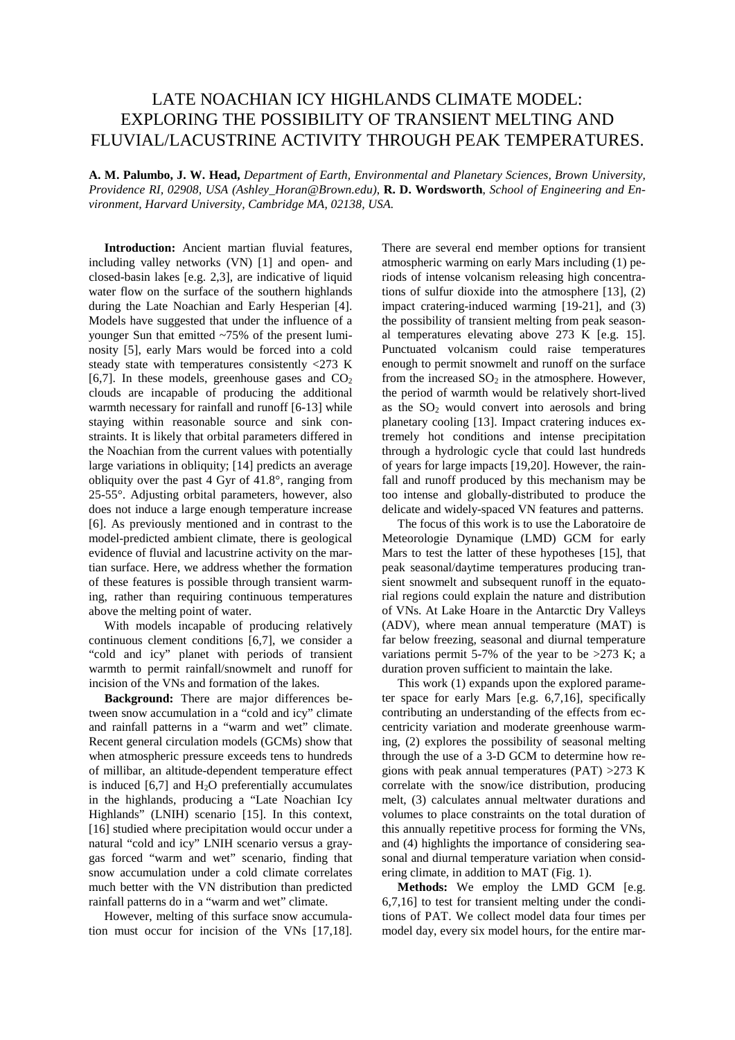# LATE NOACHIAN ICY HIGHLANDS CLIMATE MODEL: EXPLORING THE POSSIBILITY OF TRANSIENT MELTING AND FLUVIAL/LACUSTRINE ACTIVITY THROUGH PEAK TEMPERATURES.

**A. M. Palumbo, J. W. Head,** *Department of Earth, Environmental and Planetary Sciences, Brown University, Providence RI, 02908, USA (Ashley_Horan@Brown.edu),* **R. D. Wordsworth**, *School of Engineering and Environment, Harvard University, Cambridge MA, 02138, USA.*

**Introduction:** Ancient martian fluvial features, including valley networks (VN) [1] and open- and closed-basin lakes [e.g. 2,3], are indicative of liquid water flow on the surface of the southern highlands during the Late Noachian and Early Hesperian [4]. Models have suggested that under the influence of a younger Sun that emitted ~75% of the present luminosity [5], early Mars would be forced into a cold steady state with temperatures consistently <273 K [6,7]. In these models, greenhouse gases and $CO_2$ clouds are incapable of producing the additional warmth necessary for rainfall and runoff [6-13] while staying within reasonable source and sink constraints. It is likely that orbital parameters differed in the Noachian from the current values with potentially large variations in obliquity; [14] predicts an average obliquity over the past 4 Gyr of 41.8°, ranging from 25-55°. Adjusting orbital parameters, however, also does not induce a large enough temperature increase [6]. As previously mentioned and in contrast to the model-predicted ambient climate, there is geological evidence of fluvial and lacustrine activity on the martian surface. Here, we address whether the formation of these features is possible through transient warming, rather than requiring continuous temperatures above the melting point of water.

With models incapable of producing relatively continuous clement conditions [6,7], we consider a "cold and icy" planet with periods of transient warmth to permit rainfall/snowmelt and runoff for incision of the VNs and formation of the lakes.

**Background:** There are major differences between snow accumulation in a "cold and icy" climate and rainfall patterns in a "warm and wet" climate. Recent general circulation models (GCMs) show that when atmospheric pressure exceeds tens to hundreds of millibar, an altitude-dependent temperature effect is induced [6,7] and $H_2O$ preferentially accumulates in the highlands, producing a "Late Noachian Icy Highlands" (LNIH) scenario [15]. In this context, [16] studied where precipitation would occur under a natural "cold and icy" LNIH scenario versus a gray-gas forced "warm and wet" scenario, finding that snow accumulation under a cold climate correlates much better with the VN distribution than predicted rainfall patterns do in a "warm and wet" climate.

However, melting of this surface snow accumulation must occur for incision of the VNs [17,18]. There are several end member options for transient atmospheric warming on early Mars including (1) periods of intense volcanism releasing high concentrations of sulfur dioxide into the atmosphere [13], (2) impact cratering-induced warming [19-21], and (3) the possibility of transient melting from peak seasonal temperatures elevating above 273 K [e.g. 15]. Punctuated volcanism could raise temperatures enough to permit snowmelt and runoff on the surface from the increased $SO_2$ in the atmosphere. However, the period of warmth would be relatively short-lived as the $SO_2$ would convert into aerosols and bring planetary cooling [13]. Impact cratering induces extremely hot conditions and intense precipitation through a hydrologic cycle that could last hundreds of years for large impacts [19,20]. However, the rainfall and runoff produced by this mechanism may be too intense and globally-distributed to produce the delicate and widely-spaced VN features and patterns.

The focus of this work is to use the Laboratoire de Meteorologie Dynamique (LMD) GCM for early Mars to test the latter of these hypotheses [15], that peak seasonal/daytime temperatures producing transient snowmelt and subsequent runoff in the equatorial regions could explain the nature and distribution of VNs. At Lake Hoare in the Antarctic Dry Valleys (ADV), where mean annual temperature (MAT) is far below freezing, seasonal and diurnal temperature variations permit 5-7% of the year to be >273 K; a duration proven sufficient to maintain the lake.

This work (1) expands upon the explored parameter space for early Mars [e.g. 6,7,16], specifically contributing an understanding of the effects from eccentricity variation and moderate greenhouse warming, (2) explores the possibility of seasonal melting through the use of a 3-D GCM to determine how regions with peak annual temperatures (PAT) >273 K correlate with the snow/ice distribution, producing melt, (3) calculates annual meltwater durations and volumes to place constraints on the total duration of this annually repetitive process for forming the VNs, and (4) highlights the importance of considering seasonal and diurnal temperature variation when considering climate, in addition to MAT (Fig. 1).

**Methods:** We employ the LMD GCM [e.g. 6,7,16] to test for transient melting under the conditions of PAT. We collect model data four times per model day, every six model hours, for the entire mar-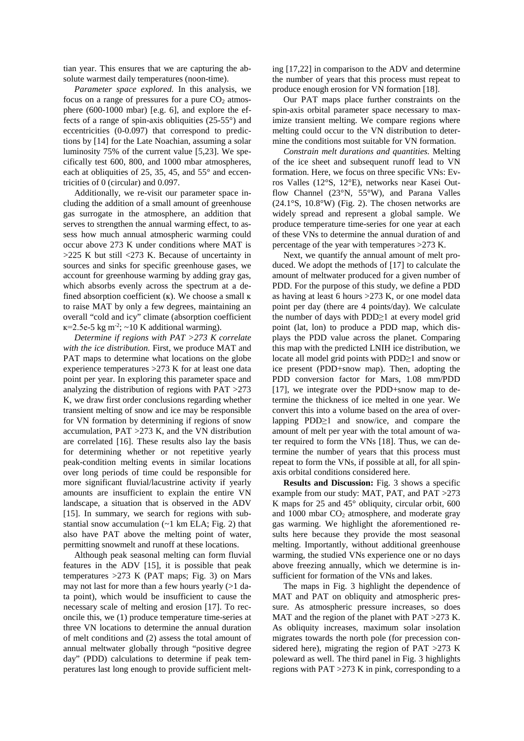tian year. This ensures that we are capturing the absolute warmest daily temperatures (noon-time).

*Parameter space explored.* In this analysis, we focus on a range of pressures for a pure $CO_2$ atmosphere (600-1000 mbar) [e.g. 6], and explore the effects of a range of spin-axis obliquities (25-55°) and eccentricities (0-0.097) that correspond to predictions by [14] for the Late Noachian, assuming a solar luminosity 75% of the current value [5,23]. We specifically test 600, 800, and 1000 mbar atmospheres, each at obliquities of 25, 35, 45, and 55° and eccentricities of 0 (circular) and 0.097.

Additionally, we re-visit our parameter space including the addition of a small amount of greenhouse gas surrogate in the atmosphere, an addition that serves to strengthen the annual warming effect, to assess how much annual atmospheric warming could occur above 273 K under conditions where MAT is >225 K but still <273 K. Because of uncertainty in sources and sinks for specific greenhouse gases, we account for greenhouse warming by adding gray gas, which absorbs evenly across the spectrum at a defined absorption coefficient ($\kappa$). We choose a small $\kappa$ to raise MAT by only a few degrees, maintaining an overall "cold and icy" climate (absorption coefficient $\kappa$=2.5e-5 kg m$^{-2}$; ~10 K additional warming).

*Determine if regions with PAT >273 K correlate with the ice distribution.* First, we produce MAT and PAT maps to determine what locations on the globe experience temperatures >273 K for at least one data point per year. In exploring this parameter space and analyzing the distribution of regions with PAT >273 K, we draw first order conclusions regarding whether transient melting of snow and ice may be responsible for VN formation by determining if regions of snow accumulation, PAT >273 K, and the VN distribution are correlated [16]. These results also lay the basis for determining whether or not repetitive yearly peak-condition melting events in similar locations over long periods of time could be responsible for more significant fluvial/lacustrine activity if yearly amounts are insufficient to explain the entire VN landscape, a situation that is observed in the ADV [15]. In summary, we search for regions with substantial snow accumulation (~1 km ELA; Fig. 2) that also have PAT above the melting point of water, permitting snowmelt and runoff at these locations.

Although peak seasonal melting can form fluvial features in the ADV [15], it is possible that peak temperatures >273 K (PAT maps; Fig. 3) on Mars may not last for more than a few hours yearly (>1 data point), which would be insufficient to cause the necessary scale of melting and erosion [17]. To reconcile this, we (1) produce temperature time-series at three VN locations to determine the annual duration of melt conditions and (2) assess the total amount of annual meltwater globally through "positive degree day" (PDD) calculations to determine if peak temperatures last long enough to provide sufficient melting [17,22] in comparison to the ADV and determine the number of years that this process must repeat to produce enough erosion for VN formation [18].

Our PAT maps place further constraints on the spin-axis orbital parameter space necessary to maximize transient melting. We compare regions where melting could occur to the VN distribution to determine the conditions most suitable for VN formation.

*Constrain melt durations and quantities.* Melting of the ice sheet and subsequent runoff lead to VN formation. Here, we focus on three specific VNs: Evros Valles (12°S, 12°E), networks near Kasei Outflow Channel (23°N, 55°W), and Parana Valles (24.1°S, 10.8°W) (Fig. 2). The chosen networks are widely spread and represent a global sample. We produce temperature time-series for one year at each of these VNs to determine the annual duration of and percentage of the year with temperatures >273 K.

Next, we quantify the annual amount of melt produced. We adopt the methods of [17] to calculate the amount of meltwater produced for a given number of PDD. For the purpose of this study, we define a PDD as having at least 6 hours >273 K, or one model data point per day (there are 4 points/day). We calculate the number of days with PDD≥1 at every model grid point (lat, lon) to produce a PDD map, which displays the PDD value across the planet. Comparing this map with the predicted LNIH ice distribution, we locate all model grid points with PDD≥1 and snow or ice present (PDD+snow map). Then, adopting the PDD conversion factor for Mars, 1.08 mm/PDD [17], we integrate over the PDD+snow map to determine the thickness of ice melted in one year. We convert this into a volume based on the area of overlapping PDD≥1 and snow/ice, and compare the amount of melt per year with the total amount of water required to form the VNs [18]. Thus, we can determine the number of years that this process must repeat to form the VNs, if possible at all, for all spin-axis orbital conditions considered here.

**Results and Discussion:** Fig. 3 shows a specific example from our study: MAT, PAT, and PAT >273 K maps for 25 and 45° obliquity, circular orbit, 600 and 1000 mbar $CO_2$ atmosphere, and moderate gray gas warming. We highlight the aforementioned results here because they provide the most seasonal melting. Importantly, without additional greenhouse warming, the studied VNs experience one or no days above freezing annually, which we determine is insufficient for formation of the VNs and lakes.

The maps in Fig. 3 highlight the dependence of MAT and PAT on obliquity and atmospheric pressure. As atmospheric pressure increases, so does MAT and the region of the planet with PAT >273 K. As obliquity increases, maximum solar insolation migrates towards the north pole (for precession considered here), migrating the region of PAT >273 K poleward as well. The third panel in Fig. 3 highlights regions with PAT >273 K in pink, corresponding to a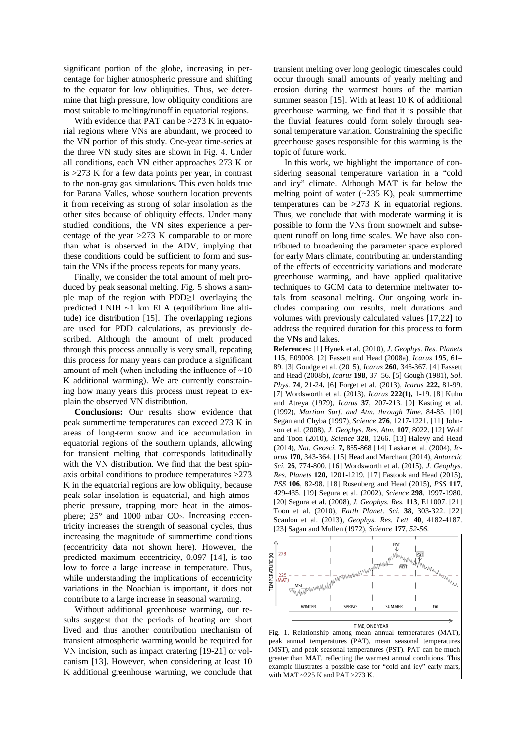significant portion of the globe, increasing in percentage for higher atmospheric pressure and shifting to the equator for low obliquities. Thus, we determine that high pressure, low obliquity conditions are most suitable to melting/runoff in equatorial regions.

With evidence that PAT can be >273 K in equatorial regions where VNs are abundant, we proceed to the VN portion of this study. One-year time-series at the three VN study sites are shown in Fig. 4. Under all conditions, each VN either approaches 273 K or is >273 K for a few data points per year, in contrast to the non-gray gas simulations. This even holds true for Parana Valles, whose southern location prevents it from receiving as strong of solar insolation as the other sites because of obliquity effects. Under many studied conditions, the VN sites experience a percentage of the year >273 K comparable to or more than what is observed in the ADV, implying that these conditions could be sufficient to form and sustain the VNs if the process repeats for many years.

Finally, we consider the total amount of melt produced by peak seasonal melting. Fig. 5 shows a sample map of the region with PDD≥1 overlaying the predicted LNIH ~1 km ELA (equilibrium line altitude) ice distribution [15]. The overlapping regions are used for PDD calculations, as previously described. Although the amount of melt produced through this process annually is very small, repeating this process for many years can produce a significant amount of melt (when including the influence of ~10 K additional warming). We are currently constraining how many years this process must repeat to explain the observed VN distribution.

**Conclusions:** Our results show evidence that peak summertime temperatures can exceed 273 K in areas of long-term snow and ice accumulation in equatorial regions of the southern uplands, allowing for transient melting that corresponds latitudinally with the VN distribution. We find that the best spin-axis orbital conditions to produce temperatures >273 K in the equatorial regions are low obliquity, because peak solar insolation is equatorial, and high atmospheric pressure, trapping more heat in the atmosphere; 25° and 1000 mbar $CO_2$. Increasing eccentricity increases the strength of seasonal cycles, thus increasing the magnitude of summertime conditions (eccentricity data not shown here). However, the predicted maximum eccentricity, 0.097 [14], is too low to force a large increase in temperature. Thus, while understanding the implications of eccentricity variations in the Noachian is important, it does not contribute to a large increase in seasonal warming.

Without additional greenhouse warming, our results suggest that the periods of heating are short lived and thus another contribution mechanism of transient atmospheric warming would be required for VN incision, such as impact cratering [19-21] or volcanism [13]. However, when considering at least 10 K additional greenhouse warming, we conclude that transient melting over long geologic timescales could occur through small amounts of yearly melting and erosion during the warmest hours of the martian summer season [15]. With at least 10 K of additional greenhouse warming, we find that it is possible that the fluvial features could form solely through seasonal temperature variation. Constraining the specific greenhouse gases responsible for this warming is the topic of future work.

In this work, we highlight the importance of considering seasonal temperature variation in a "cold and icy" climate. Although MAT is far below the melting point of water (~235 K), peak summertime temperatures can be >273 K in equatorial regions. Thus, we conclude that with moderate warming it is possible to form the VNs from snowmelt and subsequent runoff on long time scales. We have also contributed to broadening the parameter space explored for early Mars climate, contributing an understanding of the effects of eccentricity variations and moderate greenhouse warming, and have applied qualitative techniques to GCM data to determine meltwater totals from seasonal melting. Our ongoing work includes comparing our results, melt durations and volumes with previously calculated values [17,22] to address the required duration for this process to form the VNs and lakes.

**References:** [1] Hynek et al. (2010), *J. Geophys. Res. Planets* **115**, E09008. [2] Fassett and Head (2008a), *Icarus* **195**, 61–89. [3] Goudge et al. (2015), *Icarus* **260**, 346-367. [4] Fassett and Head (2008b), *Icarus* **198**, 37–56. [5] Gough (1981), *Sol. Phys.* **74**, 21-24. [6] Forget et al. (2013), *Icarus* **222,** 81-99. [7] Wordsworth et al. (2013), *Icarus* **222(1),** 1-19. [8] Kuhn and Atreya (1979), *Icarus* **37**, 207-213. [9] Kasting et al. (1992), *Martian Surf. and Atm. through Time.* 84-85. [10] Segan and Chyba (1997), *Science* **276**, 1217-1221. [11] Johnson et al. (2008), *J. Geophys. Res. Atm.* **107**, 8022. [12] Wolf and Toon (2010), *Science* **328**, 1266. [13] Halevy and Head (2014), *Nat. Geosci.* **7,** 865-868 [14] Laskar et al. (2004), *Icarus* **170**, 343-364. [15] Head and Marchant (2014), *Antarctic Sci.* **26**, 774-800. [16] Wordsworth et al. (2015), *J. Geophys. Res. Planets* **120,** 1201-1219. [17] Fastook and Head (2015), *PSS* **106**, 82-98. [18] Rosenberg and Head (2015), *PSS* **117**, 429-435. [19] Segura et al. (2002), *Science* **298**, 1997-1980. [20] Segura et al. (2008), *J. Geophys. Res.* **113**, E11007. [21] Toon et al. (2010), *Earth Planet. Sci.* **38**, 303-322. [22] Scanlon et al. (2013), *Geophys. Res. Lett.* **40**, 4182-4187. [23] Sagan and Mullen (1972), *Science* **177**, *52-56*.

Fig. 1. Relationship among mean annual temperatures (MAT), peak annual temperatures (PAT), mean seasonal temperatures (MST), and peak seasonal temperatures (PST). PAT can be much greater than MAT, reflecting the warmest annual conditions. This example illustrates a possible case for "cold and icy" early mars, with MAT ~225 K and PAT >273 K.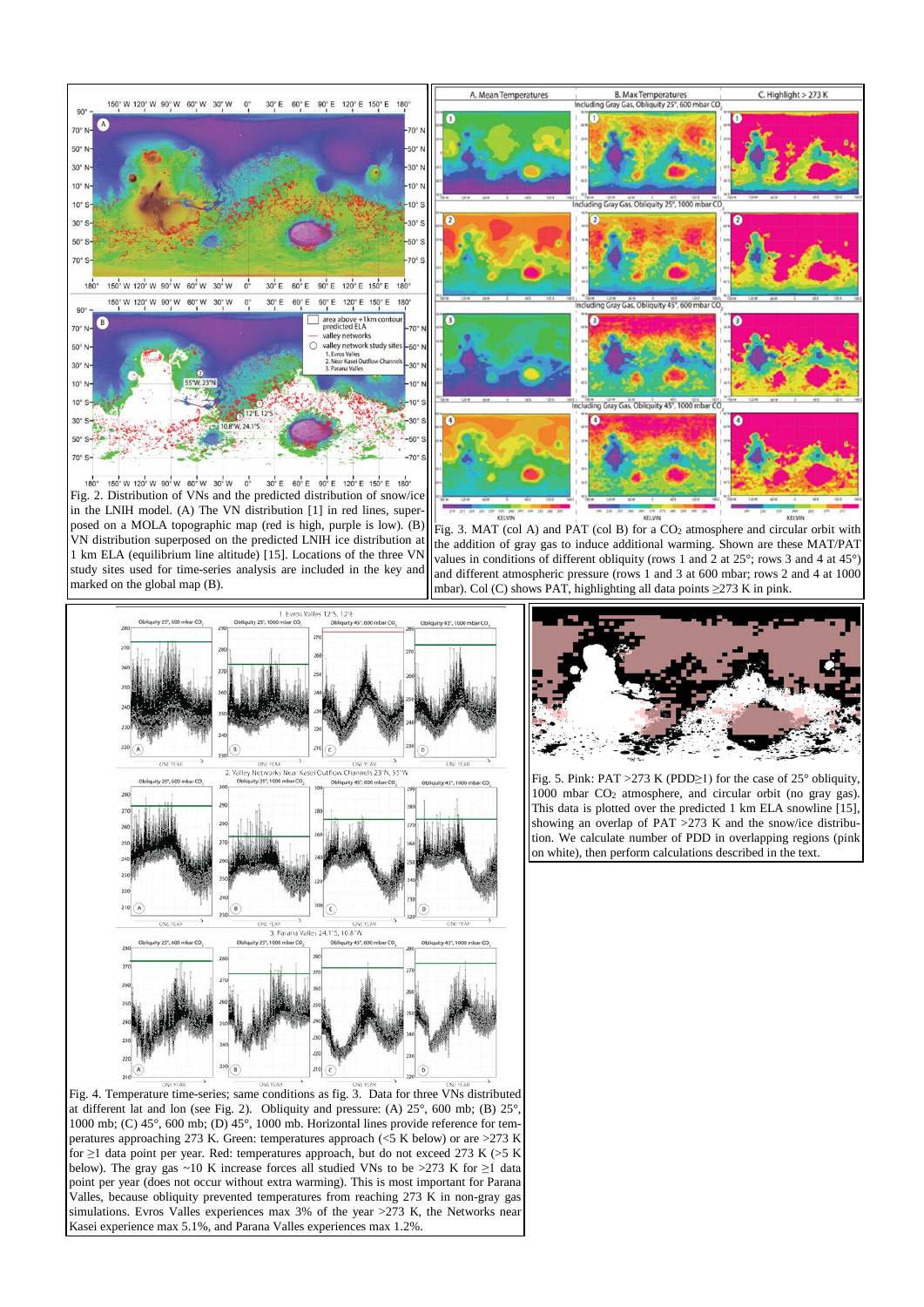Fig. 2. Distribution of VNs and the predicted distribution of snow/ice in the LNIH model. (A) The VN distribution [1] in red lines, superposed on a MOLA topographic map (red is high, purple is low). (B) VN distribution superposed on the predicted LNIH ice distribution at 1 km ELA (equilibrium line altitude) [15]. Locations of the three VN study sites used for time-series analysis are included in the key and marked on the global map (B).

Fig. 3. MAT (col A) and PAT (col B) for a $CO_2$ atmosphere and circular orbit with the addition of gray gas to induce additional warming. Shown are these MAT/PAT values in conditions of different obliquity (rows 1 and 2 at 25°; rows 3 and 4 at 45°) and different atmospheric pressure (rows 1 and 3 at 600 mbar; rows 2 and 4 at 1000 mbar). Col (C) shows PAT, highlighting all data points ≥273 K in pink.

Fig. 4. Temperature time-series; same conditions as fig. 3. Data for three VNs distributed at different lat and lon (see Fig. 2). Obliquity and pressure: (A) 25°, 600 mb; (B) 25°, 1000 mb; (C) 45°, 600 mb; (D) 45°, 1000 mb. Horizontal lines provide reference for temperatures approaching 273 K. Green: temperatures approach (<5 K below) or are >273 K for ≥1 data point per year. Red: temperatures approach, but do not exceed 273 K (>5 K below). The gray gas ~10 K increase forces all studied VNs to be >273 K for ≥1 data point per year (does not occur without extra warming). This is most important for Parana Valles, because obliquity prevented temperatures from reaching 273 K in non-gray gas simulations. Evros Valles experiences max 3% of the year >273 K, the Networks near Kasei experience max 5.1%, and Parana Valles experiences max 1.2%.

Fig. 5. Pink: PAT >273 K (PDD≥1) for the case of 25° obliquity, 1000 mbar $CO_2$ atmosphere, and circular orbit (no gray gas). This data is plotted over the predicted 1 km ELA snowline [15], showing an overlap of PAT >273 K and the snow/ice distribution. We calculate number of PDD in overlapping regions (pink on white), then perform calculations described in the text.